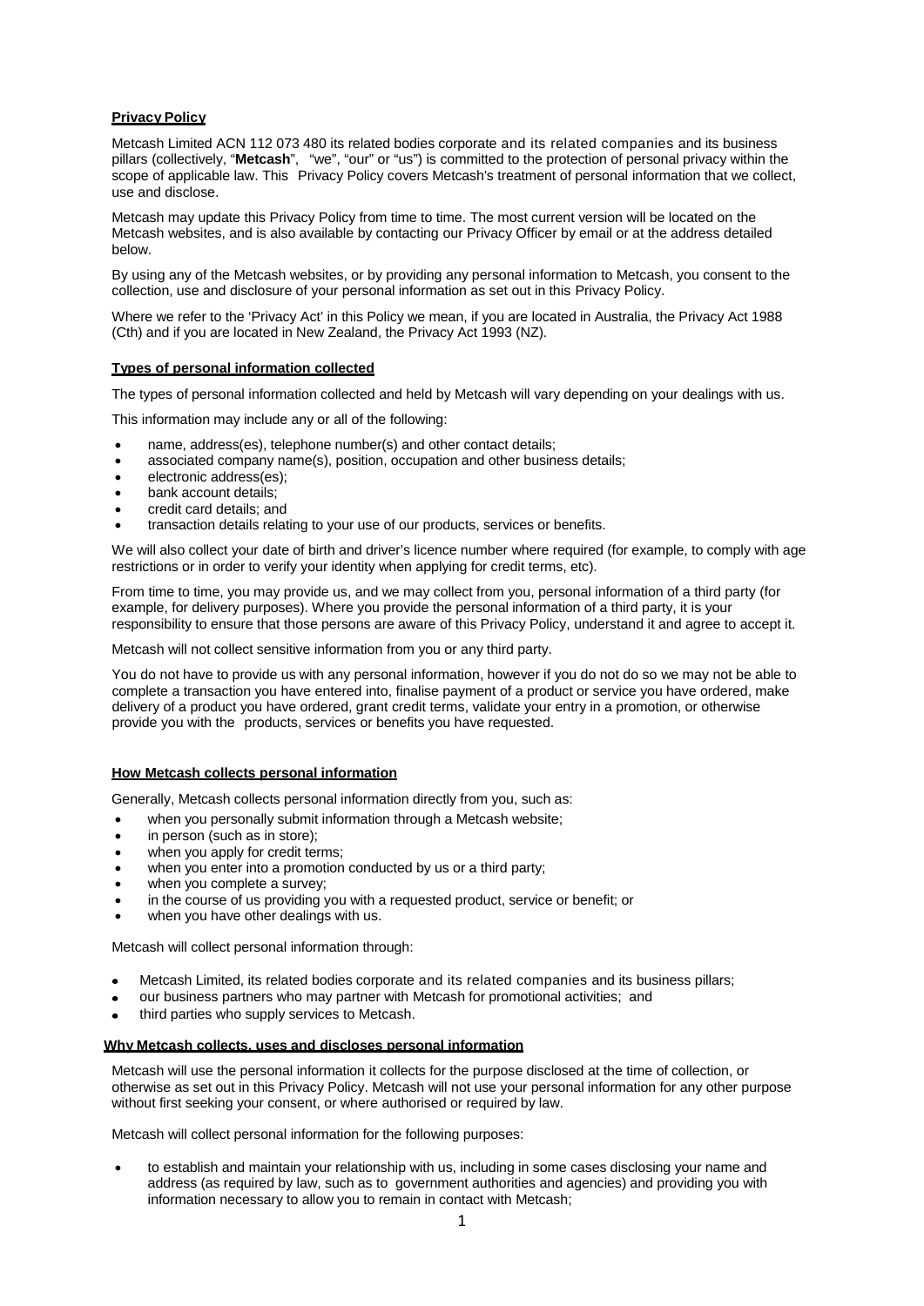## Privacy Policy

Metcash Limited ACN 112 073 480 its related bodies corporate and its related companies and its business pillars (collectively, "**Metcash**", "we", "our" or "us") is committed to the protection of personal privacy within the scope of applicable law. This Privacy Policy covers Metcash's treatment of personal information that we collect, use and disclose.

Metcash may update this Privacy Policy from time to time. The most current version will be located on the Metcash websites, and is also available by contacting our Privacy Officer by email or at the address detailed below.

By using any of the Metcash websites, or by providing any personal information to Metcash, you consent to the collection, use and disclosure of your personal information as set out in this Privacy Policy.

Where we refer to the 'Privacy Act' in this Policy we mean, if you are located in Australia, the Privacy Act 1988 (Cth) and if you are located in New Zealand, the Privacy Act 1993 (NZ).

### Types of personal information collected

The types of personal information collected and held by Metcash will vary depending on your dealings with us.

This information may include any or all of the following:

- name, address(es), telephone number(s) and other contact details;
- associated company name(s), position, occupation and other business details;
- electronic address(es);
- bank account details;
- credit card details; and
- transaction details relating to your use of our products, services or benefits.

We will also collect your date of birth and driver's licence number where required (for example, to comply with age restrictions or in order to verify your identity when applying for credit terms, etc).

From time to time, you may provide us, and we may collect from you, personal information of a third party (for example, for delivery purposes). Where you provide the personal information of a third party, it is your responsibility to ensure that those persons are aware of this Privacy Policy, understand it and agree to accept it.

Metcash will not collect sensitive information from you or any third party.

You do not have to provide us with any personal information, however if you do not do so we may not be able to complete a transaction you have entered into, finalise payment of a product or service you have ordered, make delivery of a product you have ordered, grant credit terms, validate your entry in a promotion, or otherwise provide you with the products, services or benefits you have requested.

### How Metcash collects personal information

Generally, Metcash collects personal information directly from you, such as:

- when you personally submit information through a Metcash website;
- in person (such as in store);
- when you apply for credit terms;
- when you enter into a promotion conducted by us or a third party;
- when you complete a survey;
- in the course of us providing you with a requested product, service or benefit; or
- when you have other dealings with us.

Metcash will collect personal information through:

- Metcash Limited, its related bodies corporate and its related companies and its business pillars;
- our business partners who may partner with Metcash for promotional activities; and
- third parties who supply services to Metcash.

### Why Metcash collects, uses and discloses personal information

Metcash will use the personal information it collects for the purpose disclosed at the time of collection, or otherwise as set out in this Privacy Policy. Metcash will not use your personal information for any other purpose without first seeking your consent, or where authorised or required by law.

Metcash will collect personal information for the following purposes:

- to establish and maintain your relationship with us, including in some cases disclosing your name and address (as required by law, such as to government authorities and agencies) and providing you with information necessary to allow you to remain in contact with Metcash;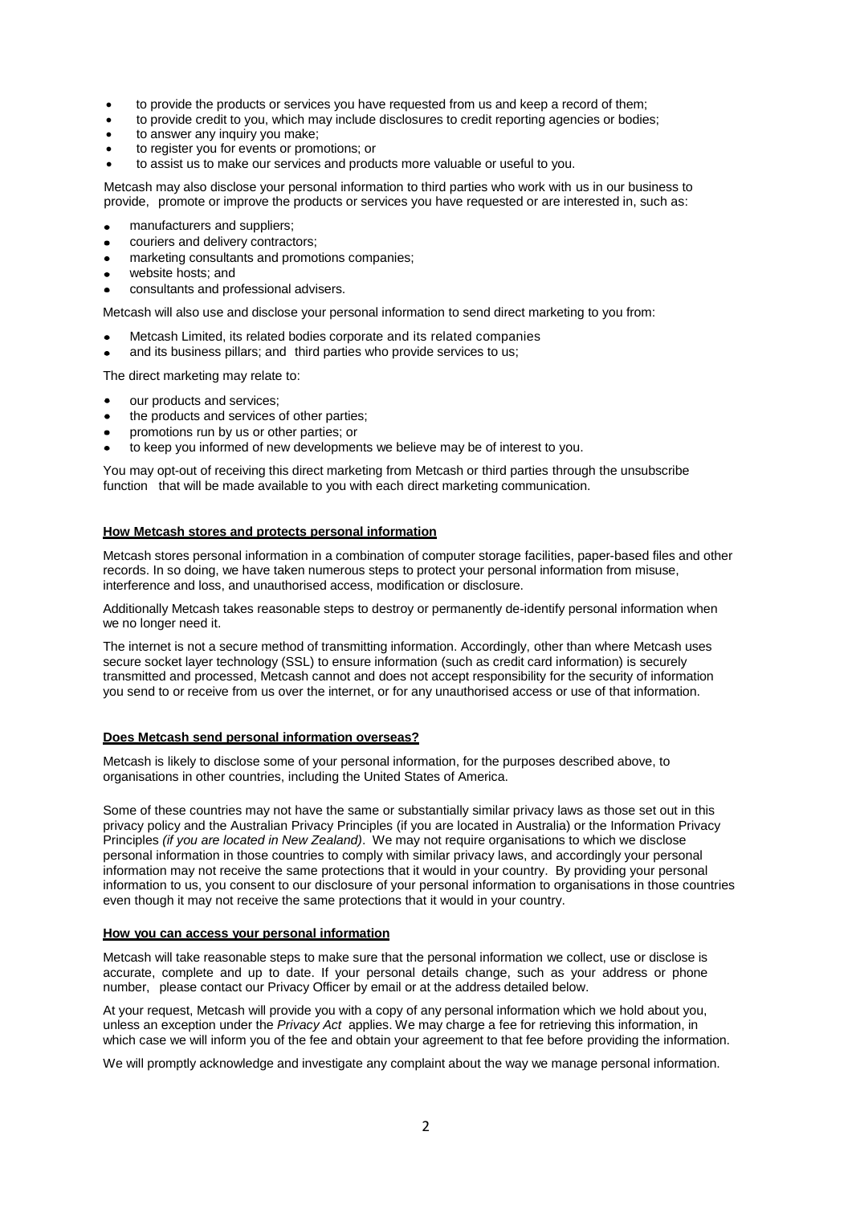- to provide the products or services you have requested from us and keep a record of them;
- to provide credit to you, which may include disclosures to credit reporting agencies or bodies;
- to answer any inquiry you make;
- to register you for events or promotions; or
- to assist us to make our services and products more valuable or useful to you.

Metcash may also disclose your personal information to third parties who work with us in our business to provide, promote or improve the products or services you have requested or are interested in, such as:

- manufacturers and suppliers;
- couriers and delivery contractors;
- marketing consultants and promotions companies;
- website hosts; and
- consultants and professional advisers.

Metcash will also use and disclose your personal information to send direct marketing to you from:

- Metcash Limited, its related bodies corporate and its related companies
- and its business pillars; and third parties who provide services to us;

The direct marketing may relate to:

- our products and services;
- the products and services of other parties;
- promotions run by us or other parties; or
- to keep you informed of new developments we believe may be of interest to you.

You may opt-out of receiving this direct marketing from Metcash or third parties through the unsubscribe function that will be made available to you with each direct marketing communication.

**How Metcash stores and protects personal information**

Metcash stores personal information in a combination of computer storage facilities, paper-based files and other records. In so doing, we have taken numerous steps to protect your personal information from misuse, interference and loss, and unauthorised access, modification or disclosure.

Additionally Metcash takes reasonable steps to destroy or permanently de-identify personal information when we no longer need it.

The internet is not a secure method of transmitting information. Accordingly, other than where Metcash uses secure socket layer technology (SSL) to ensure information (such as credit card information) is securely transmitted and processed, Metcash cannot and does not accept responsibility for the security of information you send to or receive from us over the internet, or for any unauthorised access or use of that information.

**Does Metcash send personal information overseas?**

Metcash is likely to disclose some of your personal information, for the purposes described above, to organisations in other countries, including the United States of America.

Some of these countries may not have the same or substantially similar privacy laws as those set out in this privacy policy and the Australian Privacy Principles (if you are located in Australia) or the Information Privacy Principles *(if you are located in New Zealand)*. We may not require organisations to which we disclose personal information in those countries to comply with similar privacy laws, and accordingly your personal information may not receive the same protections that it would in your country. By providing your personal information to us, you consent to our disclosure of your personal information to organisations in those countries even though it may not receive the same protections that it would in your country.

**How you can access your personal information**

Metcash will take reasonable steps to make sure that the personal information we collect, use or disclose is accurate, complete and up to date. If your personal details change, such as your address or phone number, please contact our Privacy Officer by email or at the address detailed below.

At your request, Metcash will provide you with a copy of any personal information which we hold about you, unless an exception under the *Privacy Act* applies. We may charge a fee for retrieving this information, in which case we will inform you of the fee and obtain your agreement to that fee before providing the information.

We will promptly acknowledge and investigate any complaint about the way we manage personal information.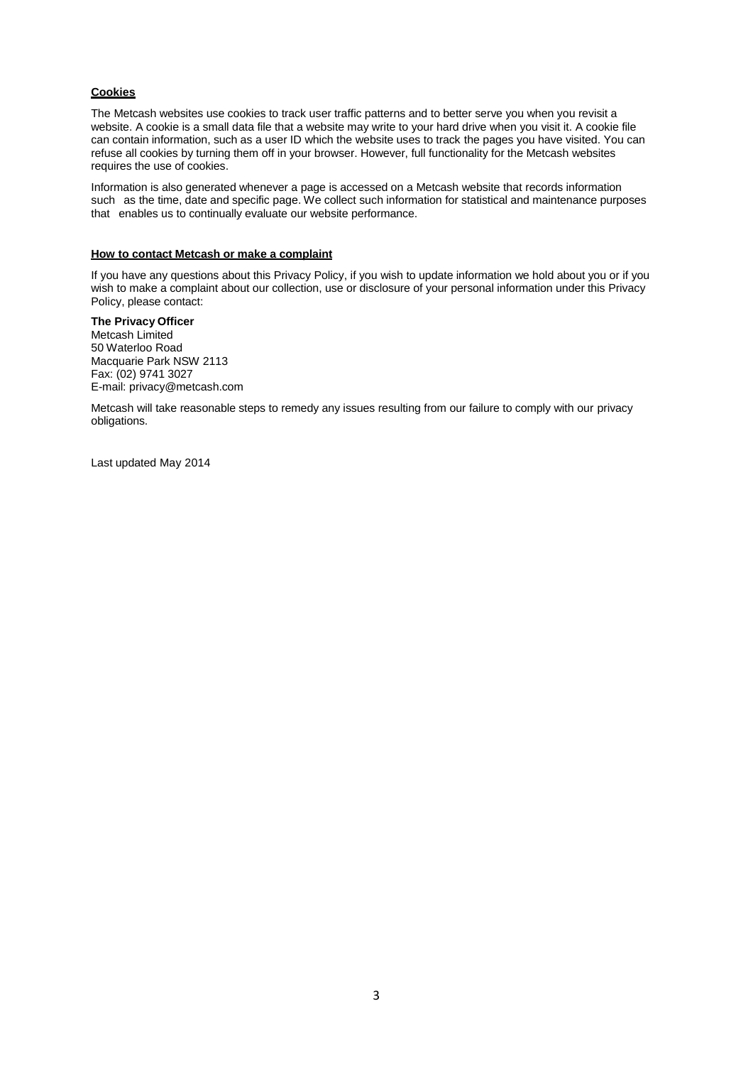**Cookies**

The Metcash websites use cookies to track user traffic patterns and to better serve you when you revisit a website. A cookie is a small data file that a website may write to your hard drive when you visit it. A cookie file can contain information, such as a user ID which the website uses to track the pages you have visited. You can refuse all cookies by turning them off in your browser. However, full functionality for the Metcash websites requires the use of cookies.

Information is also generated whenever a page is accessed on a Metcash website that records information such as the time, date and specific page. We collect such information for statistical and maintenance purposes that enables us to continually evaluate our website performance.

**How to contact Metcash or make a complaint**

If you have any questions about this Privacy Policy, if you wish to update information we hold about you or if you wish to make a complaint about our collection, use or disclosure of your personal information under this Privacy Policy, please contact:

**The Privacy Officer**
Metcash Limited
50 Waterloo Road
Macquarie Park NSW 2113
Fax: (02) 9741 3027
E-mail: privacy@metcash.com

Metcash will take reasonable steps to remedy any issues resulting from our failure to comply with our privacy obligations.

Last updated May 2014